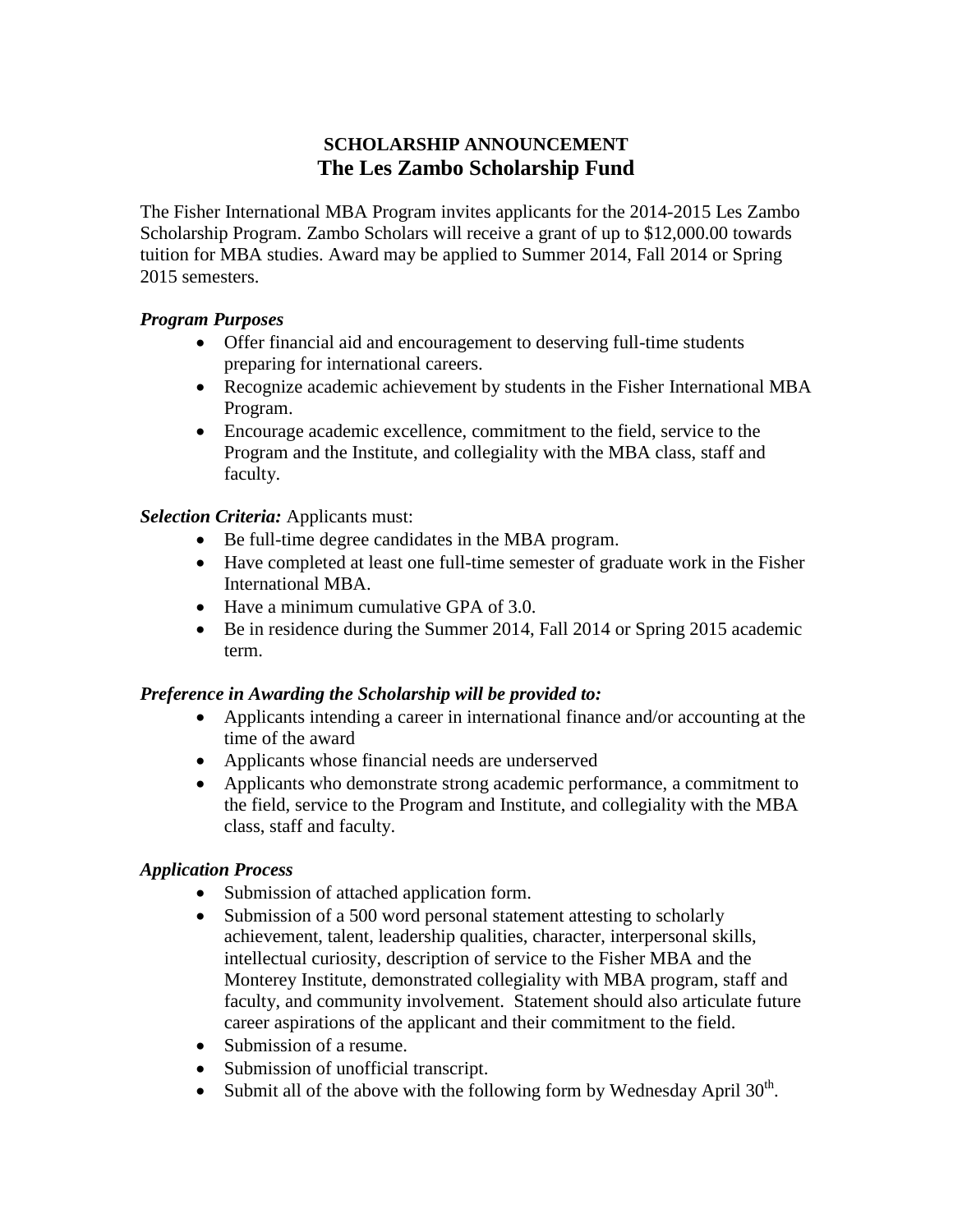**SCHOLARSHIP ANNOUNCEMENT**

# The Les Zambo Scholarship Fund

The Fisher International MBA Program invites applicants for the 2014-2015 Les Zambo Scholarship Program. Zambo Scholars will receive a grant of up to $12,000.00 towards tuition for MBA studies. Award may be applied to Summer 2014, Fall 2014 or Spring 2015 semesters.

***Program Purposes***

- Offer financial aid and encouragement to deserving full-time students preparing for international careers.
- Recognize academic achievement by students in the Fisher International MBA Program.
- Encourage academic excellence, commitment to the field, service to the Program and the Institute, and collegiality with the MBA class, staff and faculty.

***Selection Criteria:*** Applicants must:

- Be full-time degree candidates in the MBA program.
- Have completed at least one full-time semester of graduate work in the Fisher International MBA.
- Have a minimum cumulative GPA of 3.0.
- Be in residence during the Summer 2014, Fall 2014 or Spring 2015 academic term.

***Preference in Awarding the Scholarship will be provided to:***

- Applicants intending a career in international finance and/or accounting at the time of the award
- Applicants whose financial needs are underserved
- Applicants who demonstrate strong academic performance, a commitment to the field, service to the Program and Institute, and collegiality with the MBA class, staff and faculty.

***Application Process***

- Submission of attached application form.
- Submission of a 500 word personal statement attesting to scholarly achievement, talent, leadership qualities, character, interpersonal skills, intellectual curiosity, description of service to the Fisher MBA and the Monterey Institute, demonstrated collegiality with MBA program, staff and faculty, and community involvement. Statement should also articulate future career aspirations of the applicant and their commitment to the field.
- Submission of a resume.
- Submission of unofficial transcript.
- Submit all of the above with the following form by Wednesday April 30th.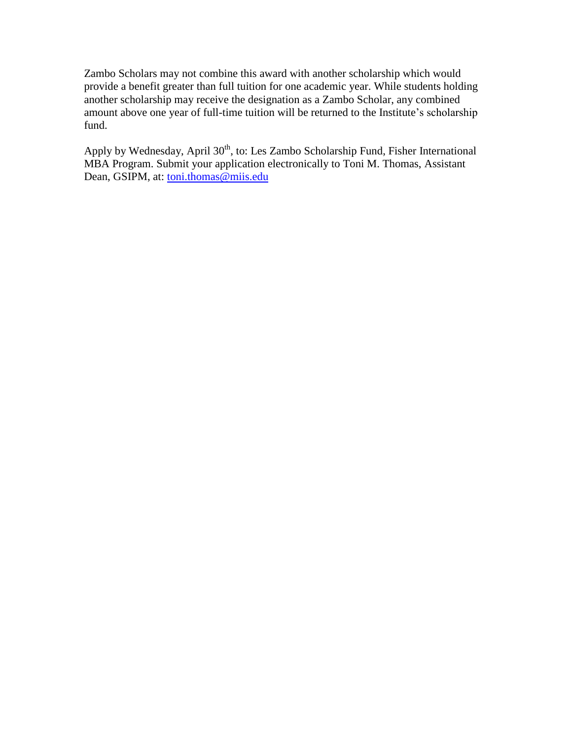Zambo Scholars may not combine this award with another scholarship which would provide a benefit greater than full tuition for one academic year. While students holding another scholarship may receive the designation as a Zambo Scholar, any combined amount above one year of full-time tuition will be returned to the Institute's scholarship fund.

Apply by Wednesday, April 30th, to: Les Zambo Scholarship Fund, Fisher International MBA Program. Submit your application electronically to Toni M. Thomas, Assistant Dean, GSIPM, at: toni.thomas@miis.edu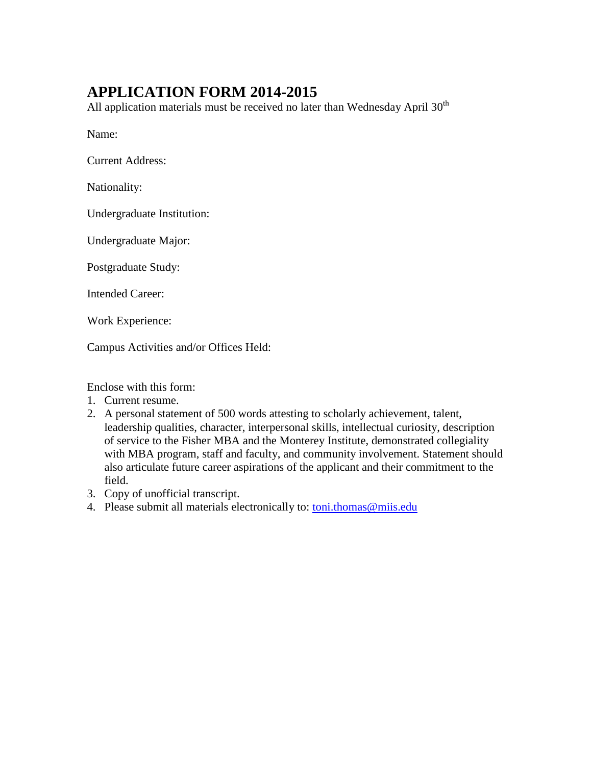# APPLICATION FORM 2014-2015

All application materials must be received no later than Wednesday April 30th

Name:

Current Address:

Nationality:

Undergraduate Institution:

Undergraduate Major:

Postgraduate Study:

Intended Career:

Work Experience:

Campus Activities and/or Offices Held:

Enclose with this form:

1. Current resume.
2. A personal statement of 500 words attesting to scholarly achievement, talent, leadership qualities, character, interpersonal skills, intellectual curiosity, description of service to the Fisher MBA and the Monterey Institute, demonstrated collegiality with MBA program, staff and faculty, and community involvement. Statement should also articulate future career aspirations of the applicant and their commitment to the field.
3. Copy of unofficial transcript.
4. Please submit all materials electronically to: toni.thomas@miis.edu